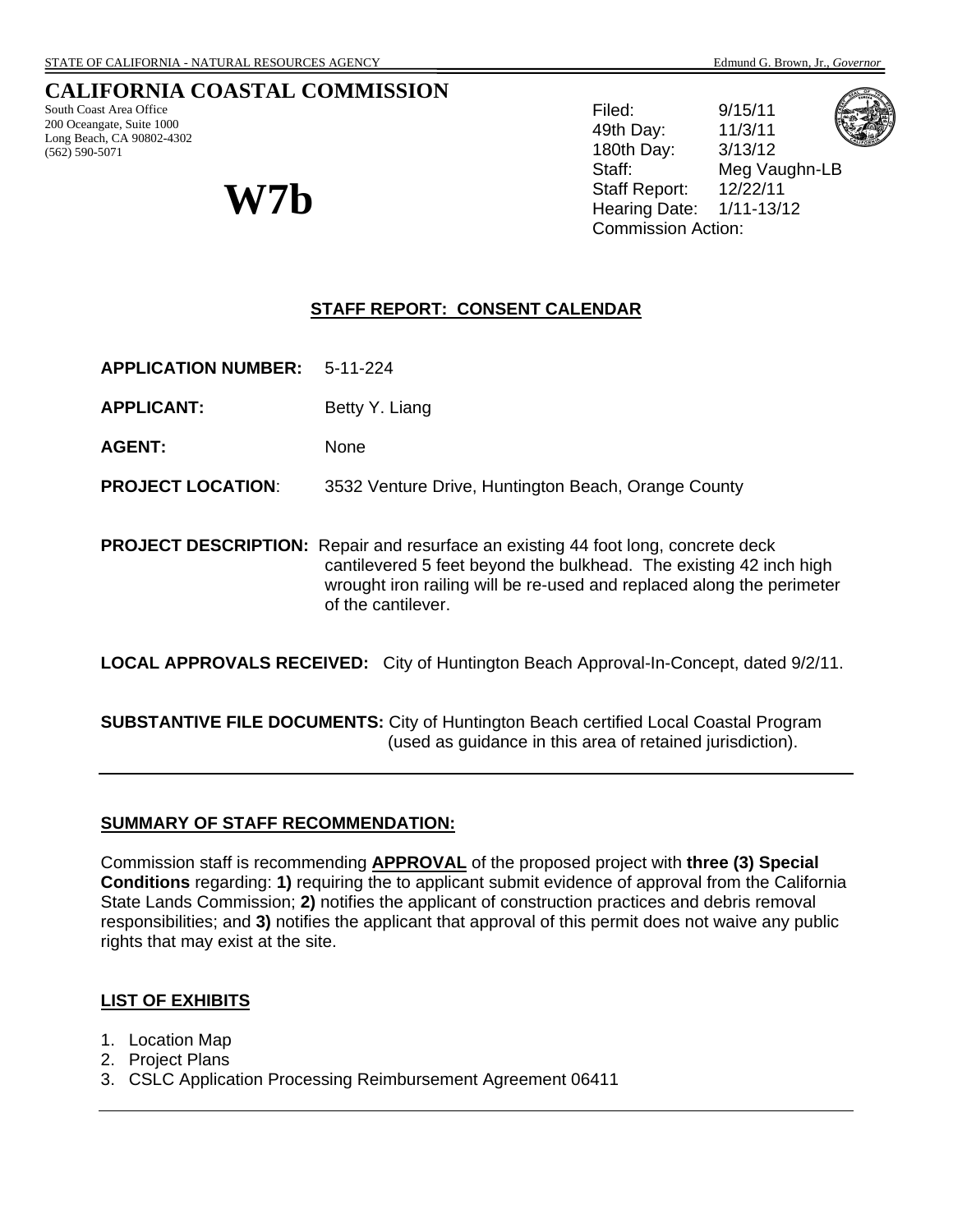STATE OF CALIFORNIA - NATURAL RESOURCES AGENCY — Edmund G. Brown, Jr., *Governor*

# CALIFORNIA COASTAL COMMISSION

South Coast Area Office
200 Oceangate, Suite 1000
Long Beach, CA 90802-4302
(562) 590-5071

# W7b

Filed: 9/15/11
49th Day: 11/3/11
180th Day: 3/13/12
Staff: Meg Vaughn-LB
Staff Report: 12/22/11
Hearing Date: 1/11-13/12
Commission Action:

## STAFF REPORT: CONSENT CALENDAR

**APPLICATION NUMBER:** 5-11-224

**APPLICANT:** Betty Y. Liang

**AGENT:** None

**PROJECT LOCATION**: 3532 Venture Drive, Huntington Beach, Orange County

**PROJECT DESCRIPTION:** Repair and resurface an existing 44 foot long, concrete deck cantilevered 5 feet beyond the bulkhead. The existing 42 inch high wrought iron railing will be re-used and replaced along the perimeter of the cantilever.

**LOCAL APPROVALS RECEIVED:** City of Huntington Beach Approval-In-Concept, dated 9/2/11.

**SUBSTANTIVE FILE DOCUMENTS:** City of Huntington Beach certified Local Coastal Program (used as guidance in this area of retained jurisdiction).

---

**SUMMARY OF STAFF RECOMMENDATION:**

Commission staff is recommending **APPROVAL** of the proposed project with **three (3) Special Conditions** regarding: **1)** requiring the to applicant submit evidence of approval from the California State Lands Commission; **2)** notifies the applicant of construction practices and debris removal responsibilities; and **3)** notifies the applicant that approval of this permit does not waive any public rights that may exist at the site.

**LIST OF EXHIBITS**

1. Location Map
2. Project Plans
3. CSLC Application Processing Reimbursement Agreement 06411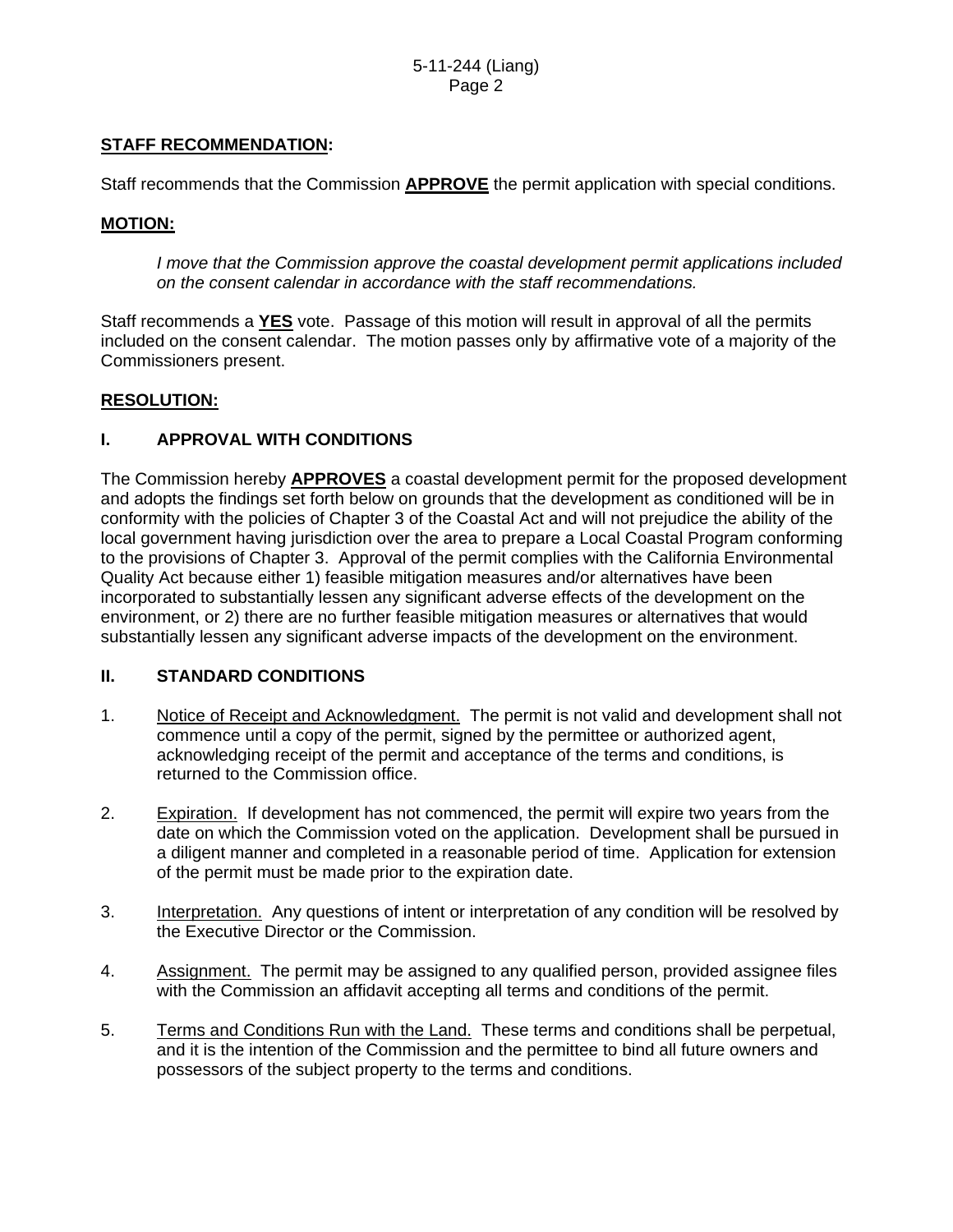**STAFF RECOMMENDATION:**

Staff recommends that the Commission **APPROVE** the permit application with special conditions.

**MOTION:**

*I move that the Commission approve the coastal development permit applications included on the consent calendar in accordance with the staff recommendations.*

Staff recommends a **YES** vote. Passage of this motion will result in approval of all the permits included on the consent calendar. The motion passes only by affirmative vote of a majority of the Commissioners present.

**RESOLUTION:**

## I. APPROVAL WITH CONDITIONS

The Commission hereby **APPROVES** a coastal development permit for the proposed development and adopts the findings set forth below on grounds that the development as conditioned will be in conformity with the policies of Chapter 3 of the Coastal Act and will not prejudice the ability of the local government having jurisdiction over the area to prepare a Local Coastal Program conforming to the provisions of Chapter 3. Approval of the permit complies with the California Environmental Quality Act because either 1) feasible mitigation measures and/or alternatives have been incorporated to substantially lessen any significant adverse effects of the development on the environment, or 2) there are no further feasible mitigation measures or alternatives that would substantially lessen any significant adverse impacts of the development on the environment.

## II. STANDARD CONDITIONS

1. Notice of Receipt and Acknowledgment. The permit is not valid and development shall not commence until a copy of the permit, signed by the permittee or authorized agent, acknowledging receipt of the permit and acceptance of the terms and conditions, is returned to the Commission office.

2. Expiration. If development has not commenced, the permit will expire two years from the date on which the Commission voted on the application. Development shall be pursued in a diligent manner and completed in a reasonable period of time. Application for extension of the permit must be made prior to the expiration date.

3. Interpretation. Any questions of intent or interpretation of any condition will be resolved by the Executive Director or the Commission.

4. Assignment. The permit may be assigned to any qualified person, provided assignee files with the Commission an affidavit accepting all terms and conditions of the permit.

5. Terms and Conditions Run with the Land. These terms and conditions shall be perpetual, and it is the intention of the Commission and the permittee to bind all future owners and possessors of the subject property to the terms and conditions.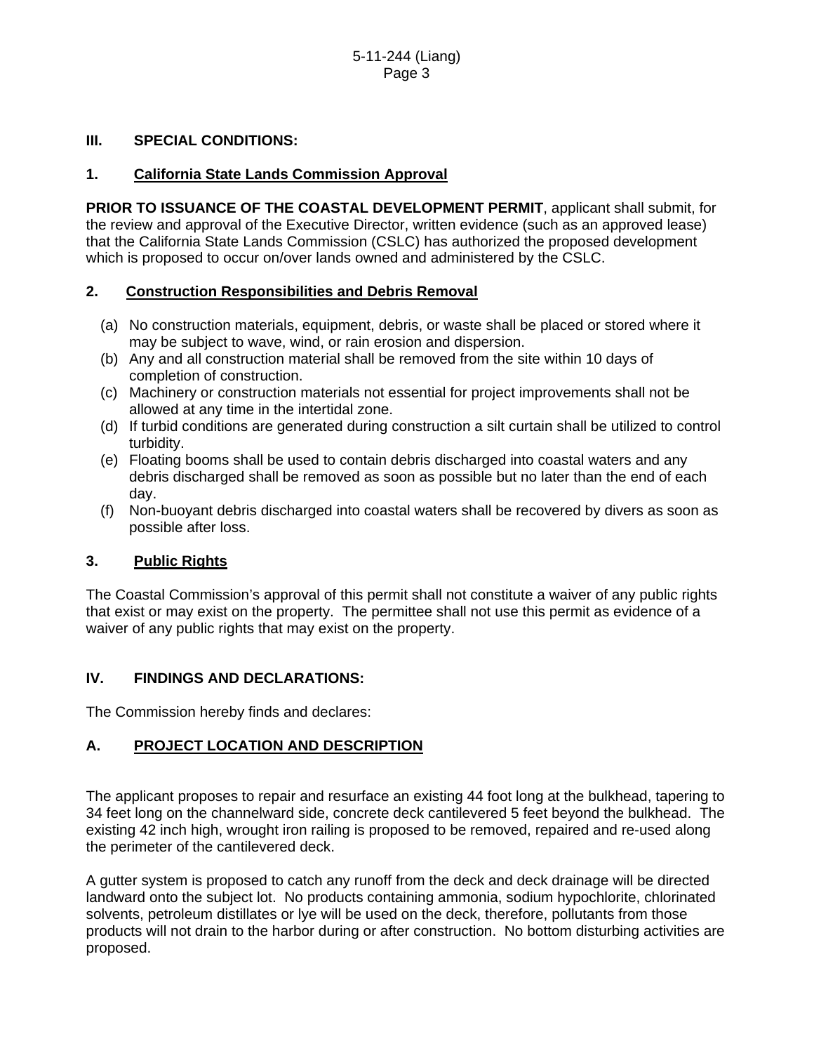## III. SPECIAL CONDITIONS:

### 1. California State Lands Commission Approval

**PRIOR TO ISSUANCE OF THE COASTAL DEVELOPMENT PERMIT**, applicant shall submit, for the review and approval of the Executive Director, written evidence (such as an approved lease) that the California State Lands Commission (CSLC) has authorized the proposed development which is proposed to occur on/over lands owned and administered by the CSLC.

### 2. Construction Responsibilities and Debris Removal

(a) No construction materials, equipment, debris, or waste shall be placed or stored where it may be subject to wave, wind, or rain erosion and dispersion.
(b) Any and all construction material shall be removed from the site within 10 days of completion of construction.
(c) Machinery or construction materials not essential for project improvements shall not be allowed at any time in the intertidal zone.
(d) If turbid conditions are generated during construction a silt curtain shall be utilized to control turbidity.
(e) Floating booms shall be used to contain debris discharged into coastal waters and any debris discharged shall be removed as soon as possible but no later than the end of each day.
(f) Non-buoyant debris discharged into coastal waters shall be recovered by divers as soon as possible after loss.

### 3. Public Rights

The Coastal Commission's approval of this permit shall not constitute a waiver of any public rights that exist or may exist on the property. The permittee shall not use this permit as evidence of a waiver of any public rights that may exist on the property.

## IV. FINDINGS AND DECLARATIONS:

The Commission hereby finds and declares:

### A. PROJECT LOCATION AND DESCRIPTION

The applicant proposes to repair and resurface an existing 44 foot long at the bulkhead, tapering to 34 feet long on the channelward side, concrete deck cantilevered 5 feet beyond the bulkhead. The existing 42 inch high, wrought iron railing is proposed to be removed, repaired and re-used along the perimeter of the cantilevered deck.

A gutter system is proposed to catch any runoff from the deck and deck drainage will be directed landward onto the subject lot. No products containing ammonia, sodium hypochlorite, chlorinated solvents, petroleum distillates or lye will be used on the deck, therefore, pollutants from those products will not drain to the harbor during or after construction. No bottom disturbing activities are proposed.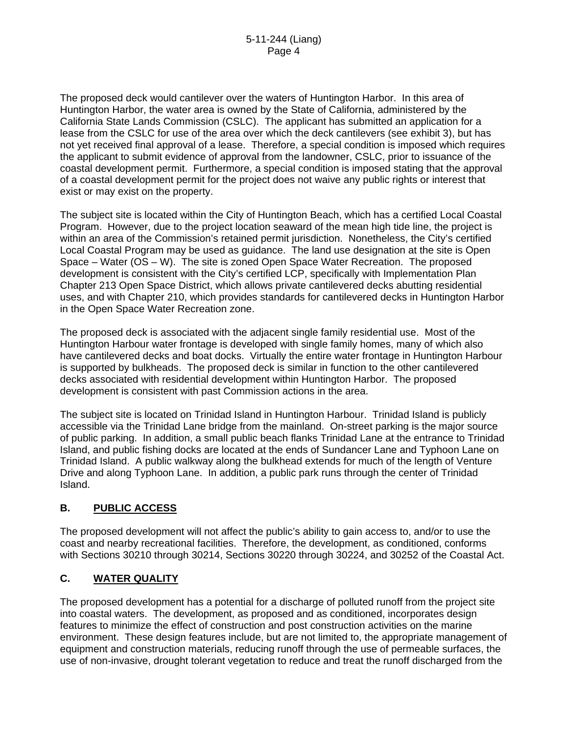The proposed deck would cantilever over the waters of Huntington Harbor. In this area of Huntington Harbor, the water area is owned by the State of California, administered by the California State Lands Commission (CSLC). The applicant has submitted an application for a lease from the CSLC for use of the area over which the deck cantilevers (see exhibit 3), but has not yet received final approval of a lease. Therefore, a special condition is imposed which requires the applicant to submit evidence of approval from the landowner, CSLC, prior to issuance of the coastal development permit. Furthermore, a special condition is imposed stating that the approval of a coastal development permit for the project does not waive any public rights or interest that exist or may exist on the property.

The subject site is located within the City of Huntington Beach, which has a certified Local Coastal Program. However, due to the project location seaward of the mean high tide line, the project is within an area of the Commission's retained permit jurisdiction. Nonetheless, the City's certified Local Coastal Program may be used as guidance. The land use designation at the site is Open Space – Water (OS – W). The site is zoned Open Space Water Recreation. The proposed development is consistent with the City's certified LCP, specifically with Implementation Plan Chapter 213 Open Space District, which allows private cantilevered decks abutting residential uses, and with Chapter 210, which provides standards for cantilevered decks in Huntington Harbor in the Open Space Water Recreation zone.

The proposed deck is associated with the adjacent single family residential use. Most of the Huntington Harbour water frontage is developed with single family homes, many of which also have cantilevered decks and boat docks. Virtually the entire water frontage in Huntington Harbour is supported by bulkheads. The proposed deck is similar in function to the other cantilevered decks associated with residential development within Huntington Harbor. The proposed development is consistent with past Commission actions in the area.

The subject site is located on Trinidad Island in Huntington Harbour. Trinidad Island is publicly accessible via the Trinidad Lane bridge from the mainland. On-street parking is the major source of public parking. In addition, a small public beach flanks Trinidad Lane at the entrance to Trinidad Island, and public fishing docks are located at the ends of Sundancer Lane and Typhoon Lane on Trinidad Island. A public walkway along the bulkhead extends for much of the length of Venture Drive and along Typhoon Lane. In addition, a public park runs through the center of Trinidad Island.

## B. PUBLIC ACCESS

The proposed development will not affect the public's ability to gain access to, and/or to use the coast and nearby recreational facilities. Therefore, the development, as conditioned, conforms with Sections 30210 through 30214, Sections 30220 through 30224, and 30252 of the Coastal Act.

## C. WATER QUALITY

The proposed development has a potential for a discharge of polluted runoff from the project site into coastal waters. The development, as proposed and as conditioned, incorporates design features to minimize the effect of construction and post construction activities on the marine environment. These design features include, but are not limited to, the appropriate management of equipment and construction materials, reducing runoff through the use of permeable surfaces, the use of non-invasive, drought tolerant vegetation to reduce and treat the runoff discharged from the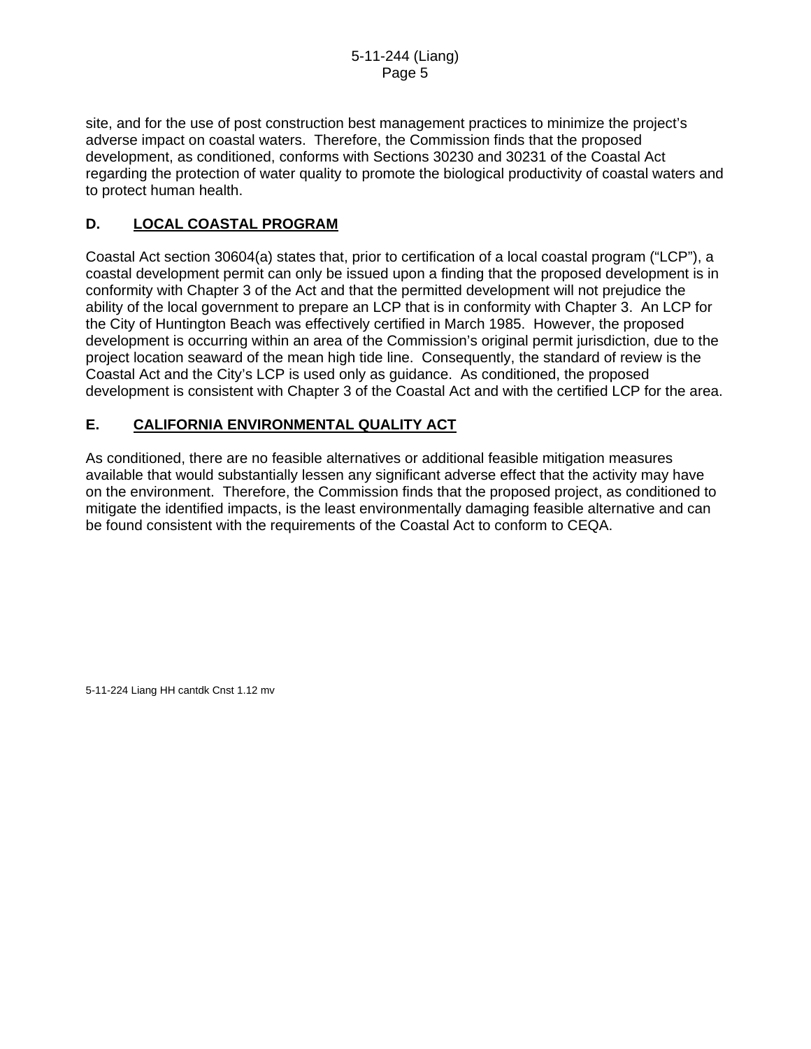site, and for the use of post construction best management practices to minimize the project's adverse impact on coastal waters. Therefore, the Commission finds that the proposed development, as conditioned, conforms with Sections 30230 and 30231 of the Coastal Act regarding the protection of water quality to promote the biological productivity of coastal waters and to protect human health.

## D. LOCAL COASTAL PROGRAM

Coastal Act section 30604(a) states that, prior to certification of a local coastal program ("LCP"), a coastal development permit can only be issued upon a finding that the proposed development is in conformity with Chapter 3 of the Act and that the permitted development will not prejudice the ability of the local government to prepare an LCP that is in conformity with Chapter 3. An LCP for the City of Huntington Beach was effectively certified in March 1985. However, the proposed development is occurring within an area of the Commission's original permit jurisdiction, due to the project location seaward of the mean high tide line. Consequently, the standard of review is the Coastal Act and the City's LCP is used only as guidance. As conditioned, the proposed development is consistent with Chapter 3 of the Coastal Act and with the certified LCP for the area.

## E. CALIFORNIA ENVIRONMENTAL QUALITY ACT

As conditioned, there are no feasible alternatives or additional feasible mitigation measures available that would substantially lessen any significant adverse effect that the activity may have on the environment. Therefore, the Commission finds that the proposed project, as conditioned to mitigate the identified impacts, is the least environmentally damaging feasible alternative and can be found consistent with the requirements of the Coastal Act to conform to CEQA.

5-11-224 Liang HH cantdk Cnst 1.12 mv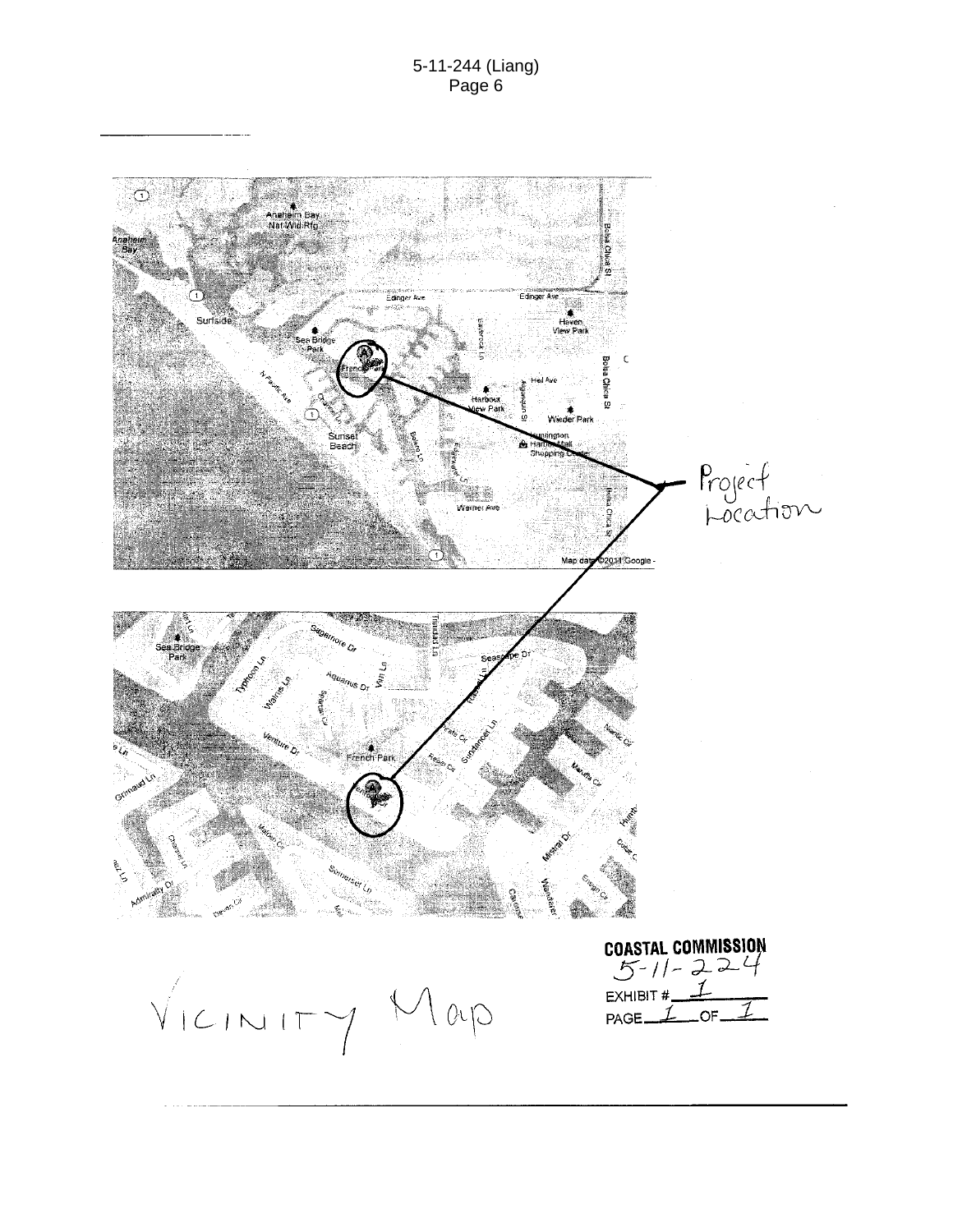Project Location

VICINITY Map

COASTAL COMMISSION
5-11-224
EXHIBIT # 1
PAGE 1 OF 1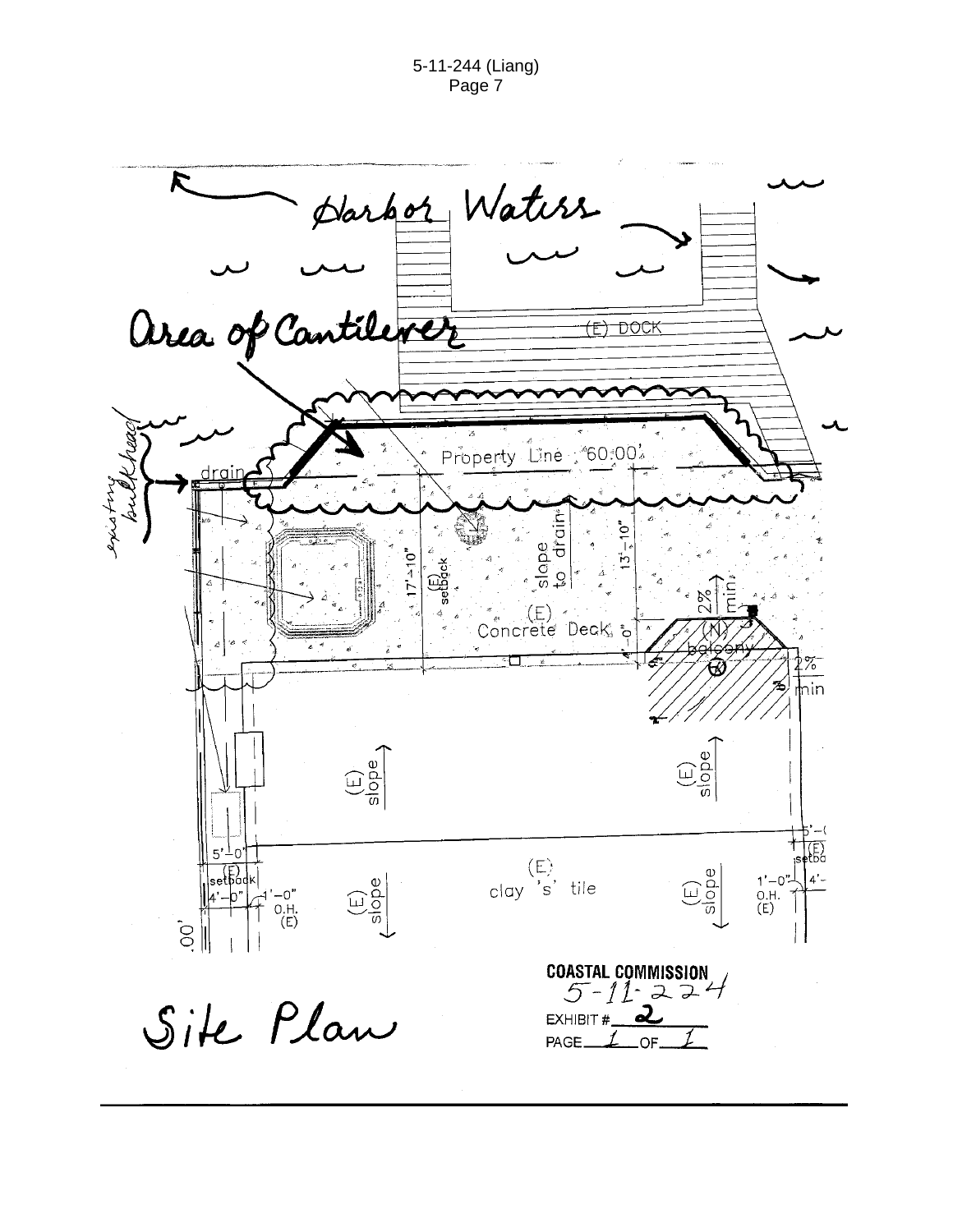Harbor Waters

Area of Cantilever

(E) DOCK

existing bulkhead

drain

Property Line 60.00'

17'-10"

(E) setback

slope to drain

13'-10"

2% min

(E) Concrete Deck

4'-0"

(N) balcony

2% min

(E) slope

(E) slope

5'-0"

(E) setback

5'-0"

(E) setback

4'-0"

1'-0" O.H. (E)

(E) slope

(E) clay 's' tile

(E) slope

1'-0" O.H. (E)

4'-

.00'

Site Plan

COASTAL COMMISSION
5-11-224
EXHIBIT # 2
PAGE 1 OF 1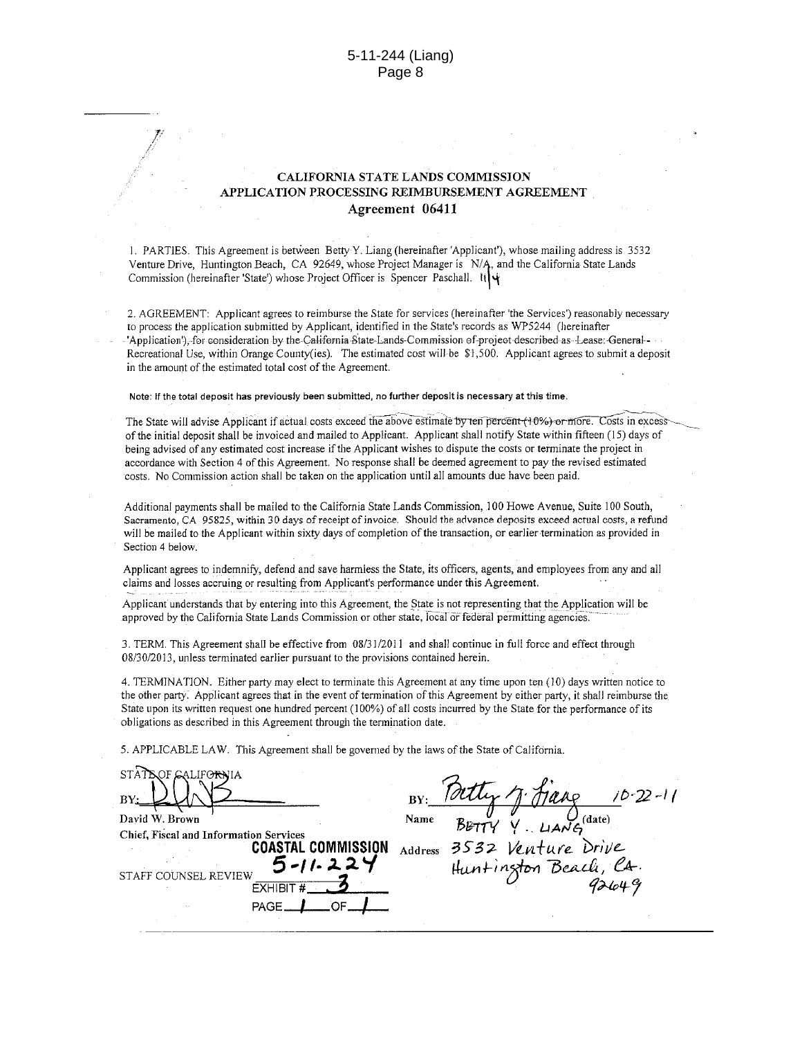**CALIFORNIA STATE LANDS COMMISSION**
**APPLICATION PROCESSING REIMBURSEMENT AGREEMENT**
**Agreement 06411**

1. PARTIES. This Agreement is between Betty Y. Liang (hereinafter 'Applicant'), whose mailing address is 3532 Venture Drive, Huntington Beach, CA 92649, whose Project Manager is N/A, and the California State Lands Commission (hereinafter 'State') whose Project Officer is Spencer Paschall.

2. AGREEMENT: Applicant agrees to reimburse the State for services (hereinafter 'the Services') reasonably necessary to process the application submitted by Applicant, identified in the State's records as WP5244 (hereinafter 'Application'), for consideration by the California State Lands Commission of project described as Lease: General - Recreational Use, within Orange County(ies). The estimated cost will be $1,500. Applicant agrees to submit a deposit in the amount of the estimated total cost of the Agreement.

Note: If the total deposit has previously been submitted, no further deposit is necessary at this time.

The State will advise Applicant if actual costs exceed the above estimate by ten percent (10%) or more. Costs in excess of the initial deposit shall be invoiced and mailed to Applicant. Applicant shall notify State within fifteen (15) days of being advised of any estimated cost increase if the Applicant wishes to dispute the costs or terminate the project in accordance with Section 4 of this Agreement. No response shall be deemed agreement to pay the revised estimated costs. No Commission action shall be taken on the application until all amounts due have been paid.

Additional payments shall be mailed to the California State Lands Commission, 100 Howe Avenue, Suite 100 South, Sacramento, CA 95825, within 30 days of receipt of invoice. Should the advance deposits exceed actual costs, a refund will be mailed to the Applicant within sixty days of completion of the transaction, or earlier termination as provided in Section 4 below.

Applicant agrees to indemnify, defend and save harmless the State, its officers, agents, and employees from any and all claims and losses accruing or resulting from Applicant's performance under this Agreement.

Applicant understands that by entering into this Agreement, the State is not representing that the Application will be approved by the California State Lands Commission or other state, local or federal permitting agencies.

3. TERM. This Agreement shall be effective from 08/31/2011 and shall continue in full force and effect through 08/30/2013, unless terminated earlier pursuant to the provisions contained herein.

4. TERMINATION. Either party may elect to terminate this Agreement at any time upon ten (10) days written notice to the other party. Applicant agrees that in the event of termination of this Agreement by either party, it shall reimburse the State upon its written request one hundred percent (100%) of all costs incurred by the State for the performance of its obligations as described in this Agreement through the termination date.

5. APPLICABLE LAW. This Agreement shall be governed by the laws of the State of California.

STATE OF CALIFORNIA

BY: [signature]

David W. Brown
Chief, Fiscal and Information Services

STAFF COUNSEL REVIEW

BY: Betty Y. Liang 10-22-11

Name BETTY Y. LIANG (date)

Address 3532 Venture Drive
Huntington Beach, CA. 92649

COASTAL COMMISSION
5-11-224
EXHIBIT # 3
PAGE 1 OF 1